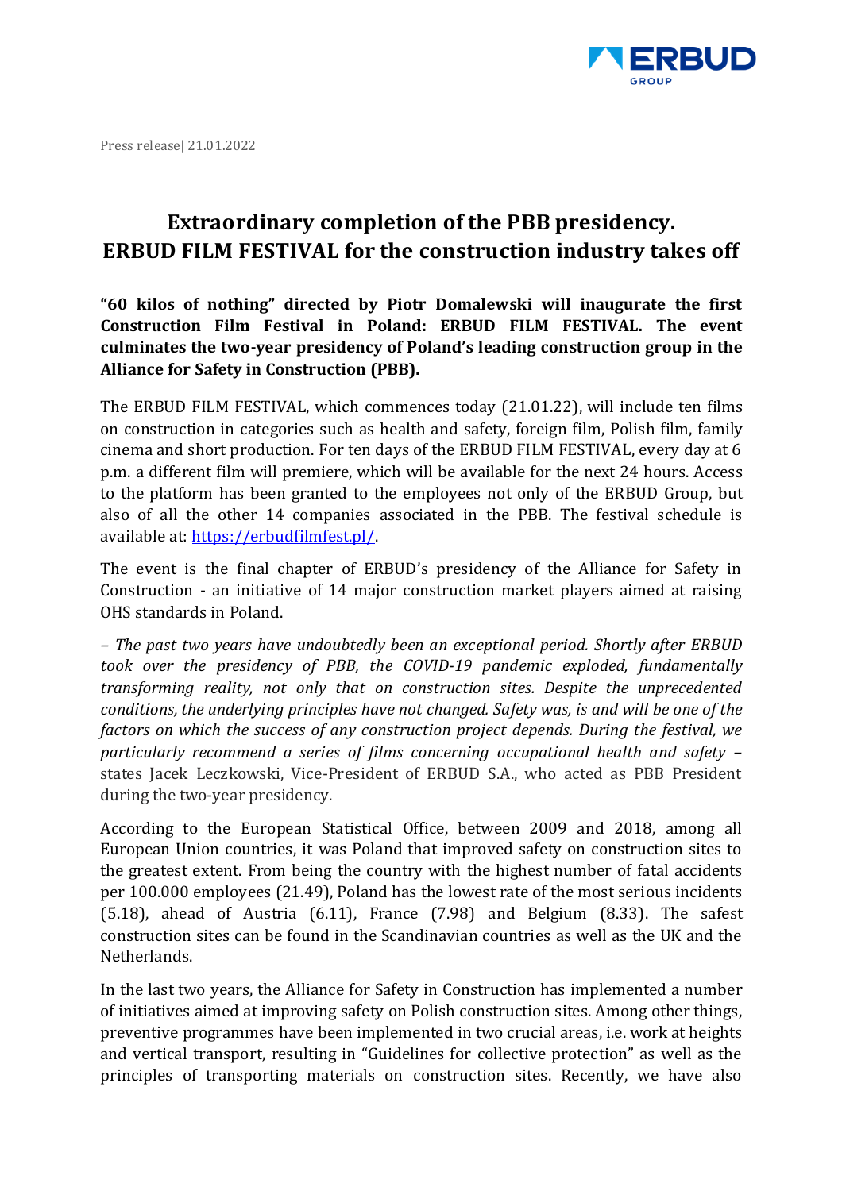Press release| 21.01.2022

# Extraordinary completion of the PBB presidency. ERBUD FILM FESTIVAL for the construction industry takes off

**“60 kilos of nothing” directed by Piotr Domalewski will inaugurate the first Construction Film Festival in Poland: ERBUD FILM FESTIVAL. The event culminates the two-year presidency of Poland’s leading construction group in the Alliance for Safety in Construction (PBB).**

The ERBUD FILM FESTIVAL, which commences today (21.01.22), will include ten films on construction in categories such as health and safety, foreign film, Polish film, family cinema and short production. For ten days of the ERBUD FILM FESTIVAL, every day at 6 p.m. a different film will premiere, which will be available for the next 24 hours. Access to the platform has been granted to the employees not only of the ERBUD Group, but also of all the other 14 companies associated in the PBB. The festival schedule is available at: [https://erbudfilmfest.pl/](https://erbudfilmfest.pl/).

The event is the final chapter of ERBUD’s presidency of the Alliance for Safety in Construction - an initiative of 14 major construction market players aimed at raising OHS standards in Poland.

– *The past two years have undoubtedly been an exceptional period. Shortly after ERBUD took over the presidency of PBB, the COVID-19 pandemic exploded, fundamentally transforming reality, not only that on construction sites. Despite the unprecedented conditions, the underlying principles have not changed. Safety was, is and will be one of the factors on which the success of any construction project depends. During the festival, we particularly recommend a series of films concerning occupational health and safety* – states Jacek Leczkowski, Vice-President of ERBUD S.A., who acted as PBB President during the two-year presidency.

According to the European Statistical Office, between 2009 and 2018, among all European Union countries, it was Poland that improved safety on construction sites to the greatest extent. From being the country with the highest number of fatal accidents per 100.000 employees (21.49), Poland has the lowest rate of the most serious incidents (5.18), ahead of Austria (6.11), France (7.98) and Belgium (8.33). The safest construction sites can be found in the Scandinavian countries as well as the UK and the Netherlands.

In the last two years, the Alliance for Safety in Construction has implemented a number of initiatives aimed at improving safety on Polish construction sites. Among other things, preventive programmes have been implemented in two crucial areas, i.e. work at heights and vertical transport, resulting in “Guidelines for collective protection” as well as the principles of transporting materials on construction sites. Recently, we have also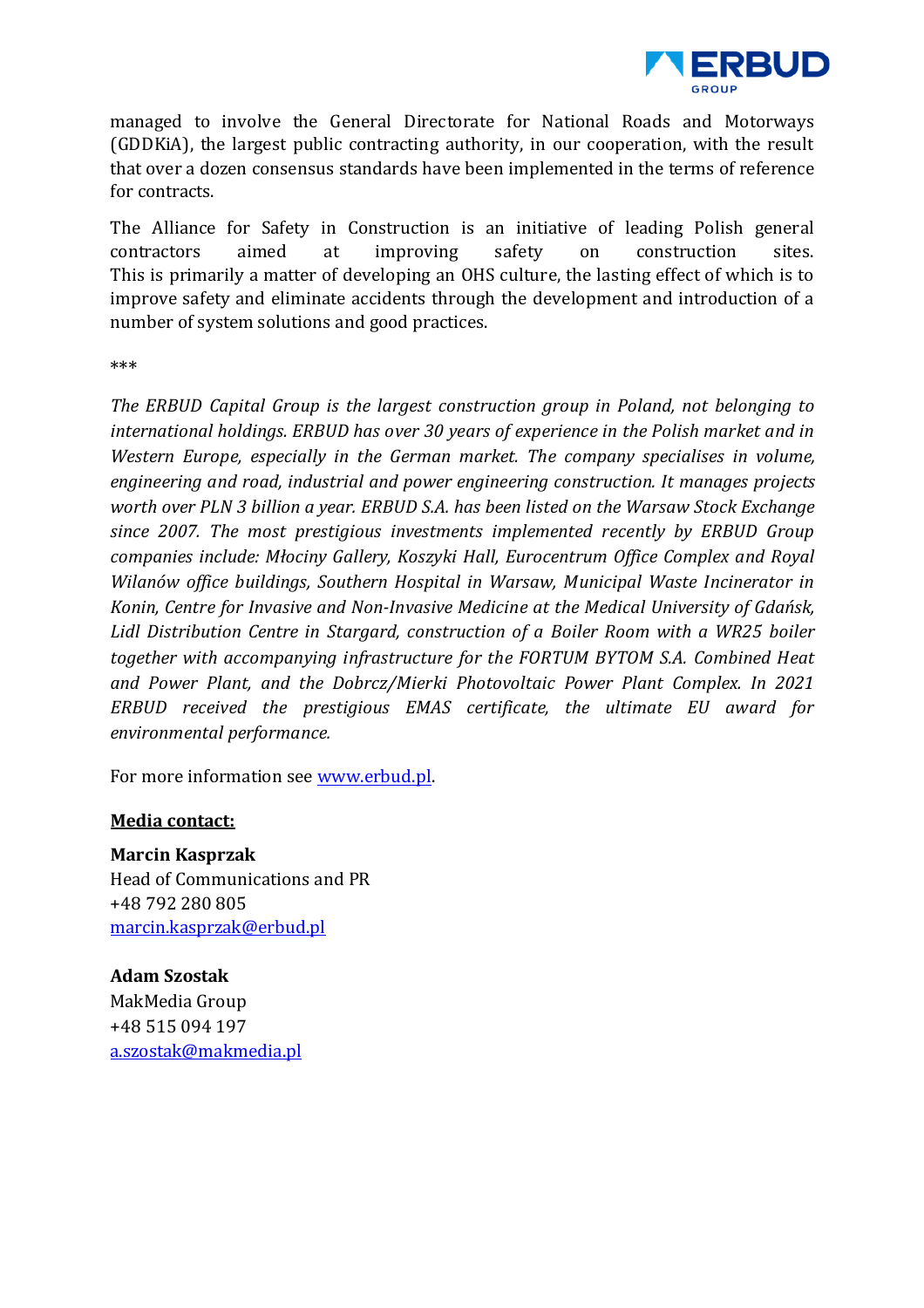managed to involve the General Directorate for National Roads and Motorways (GDDKiA), the largest public contracting authority, in our cooperation, with the result that over a dozen consensus standards have been implemented in the terms of reference for contracts.

The Alliance for Safety in Construction is an initiative of leading Polish general contractors aimed at improving safety on construction sites. This is primarily a matter of developing an OHS culture, the lasting effect of which is to improve safety and eliminate accidents through the development and introduction of a number of system solutions and good practices.

***

*The ERBUD Capital Group is the largest construction group in Poland, not belonging to international holdings. ERBUD has over 30 years of experience in the Polish market and in Western Europe, especially in the German market. The company specialises in volume, engineering and road, industrial and power engineering construction. It manages projects worth over PLN 3 billion a year. ERBUD S.A. has been listed on the Warsaw Stock Exchange since 2007. The most prestigious investments implemented recently by ERBUD Group companies include: Młociny Gallery, Koszyki Hall, Eurocentrum Office Complex and Royal Wilanów office buildings, Southern Hospital in Warsaw, Municipal Waste Incinerator in Konin, Centre for Invasive and Non-Invasive Medicine at the Medical University of Gdańsk, Lidl Distribution Centre in Stargard, construction of a Boiler Room with a WR25 boiler together with accompanying infrastructure for the FORTUM BYTOM S.A. Combined Heat and Power Plant, and the Dobrcz/Mierki Photovoltaic Power Plant Complex. In 2021 ERBUD received the prestigious EMAS certificate, the ultimate EU award for environmental performance.*

For more information see [www.erbud.pl](http://www.erbud.pl).

**Media contact:**

**Marcin Kasprzak**
Head of Communications and PR
+48 792 280 805
[marcin.kasprzak@erbud.pl](mailto:marcin.kasprzak@erbud.pl)

**Adam Szostak**
MakMedia Group
+48 515 094 197
[a.szostak@makmedia.pl](mailto:a.szostak@makmedia.pl)